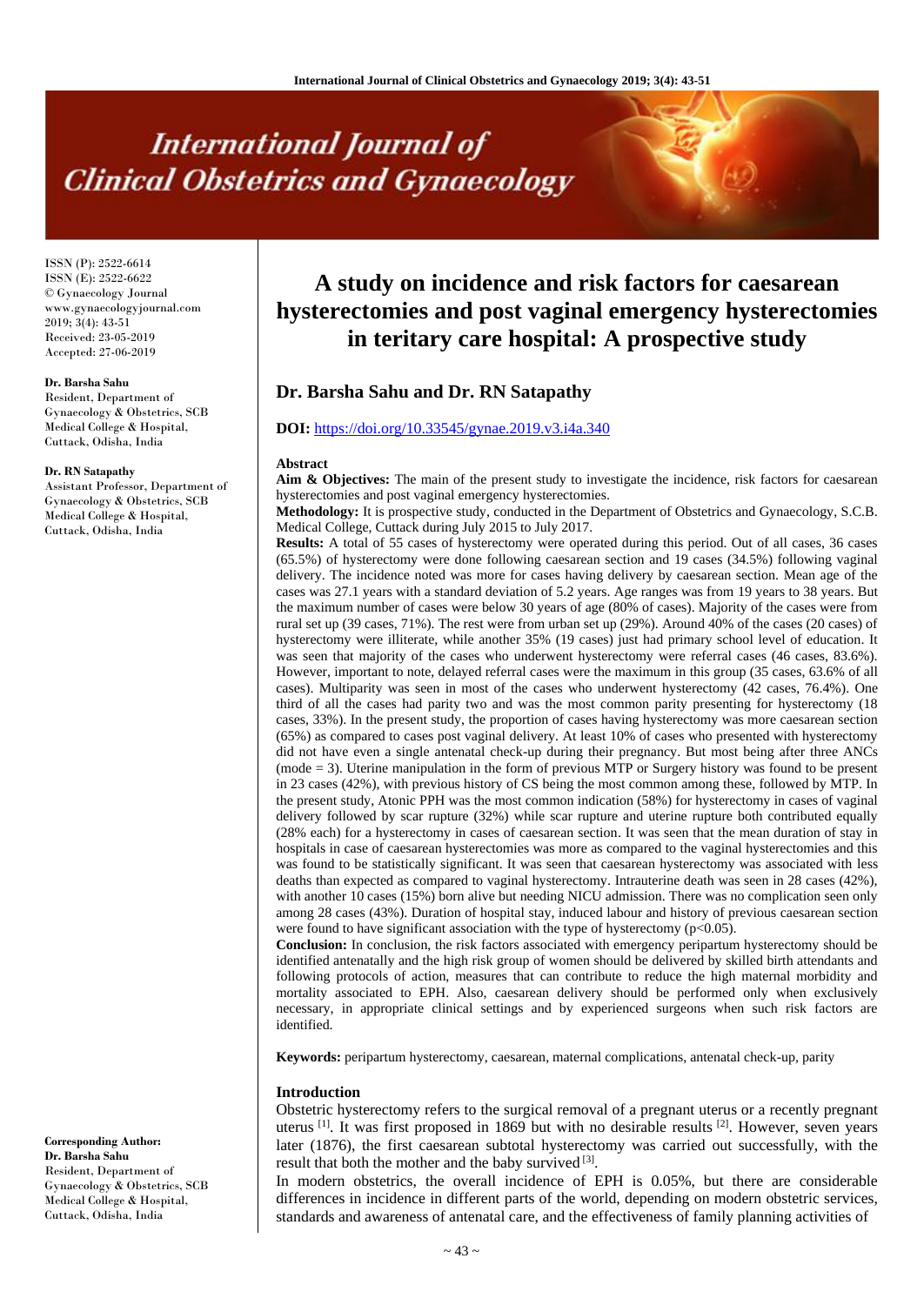# A study on incidence and risk factors for caesarean hysterectomies and post vaginal emergency hysterectomies in teritary care hospital: A prospective study

ISSN (P): 2522-6614
ISSN (E): 2522-6622
© Gynaecology Journal
www.gynaecologyjournal.com
2019; 3(4): 43-51
Received: 23-05-2019
Accepted: 27-06-2019

**Dr. Barsha Sahu**
Resident, Department of Gynaecology & Obstetrics, SCB Medical College & Hospital, Cuttack, Odisha, India

**Dr. RN Satapathy**
Assistant Professor, Department of Gynaecology & Obstetrics, SCB Medical College & Hospital, Cuttack, Odisha, India

**Corresponding Author:**
**Dr. Barsha Sahu**
Resident, Department of Gynaecology & Obstetrics, SCB Medical College & Hospital, Cuttack, Odisha, India

## Dr. Barsha Sahu and Dr. RN Satapathy

**DOI:** https://doi.org/10.33545/gynae.2019.v3.i4a.340

### Abstract

**Aim & Objectives:** The main of the present study to investigate the incidence, risk factors for caesarean hysterectomies and post vaginal emergency hysterectomies.

**Methodology:** It is prospective study, conducted in the Department of Obstetrics and Gynaecology, S.C.B. Medical College, Cuttack during July 2015 to July 2017.

**Results:** A total of 55 cases of hysterectomy were operated during this period. Out of all cases, 36 cases (65.5%) of hysterectomy were done following caesarean section and 19 cases (34.5%) following vaginal delivery. The incidence noted was more for cases having delivery by caesarean section. Mean age of the cases was 27.1 years with a standard deviation of 5.2 years. Age ranges was from 19 years to 38 years. But the maximum number of cases were below 30 years of age (80% of cases). Majority of the cases were from rural set up (39 cases, 71%). The rest were from urban set up (29%). Around 40% of the cases (20 cases) of hysterectomy were illiterate, while another 35% (19 cases) just had primary school level of education. It was seen that majority of the cases who underwent hysterectomy were referral cases (46 cases, 83.6%). However, important to note, delayed referral cases were the maximum in this group (35 cases, 63.6% of all cases). Multiparity was seen in most of the cases who underwent hysterectomy (42 cases, 76.4%). One third of all the cases had parity two and was the most common parity presenting for hysterectomy (18 cases, 33%). In the present study, the proportion of cases having hysterectomy was more caesarean section (65%) as compared to cases post vaginal delivery. At least 10% of cases who presented with hysterectomy did not have even a single antenatal check-up during their pregnancy. But most being after three ANCs (mode = 3). Uterine manipulation in the form of previous MTP or Surgery history was found to be present in 23 cases (42%), with previous history of CS being the most common among these, followed by MTP. In the present study, Atonic PPH was the most common indication (58%) for hysterectomy in cases of vaginal delivery followed by scar rupture (32%) while scar rupture and uterine rupture both contributed equally (28% each) for a hysterectomy in cases of caesarean section. It was seen that the mean duration of stay in hospitals in case of caesarean hysterectomies was more as compared to the vaginal hysterectomies and this was found to be statistically significant. It was seen that caesarean hysterectomy was associated with less deaths than expected as compared to vaginal hysterectomy. Intrauterine death was seen in 28 cases (42%), with another 10 cases (15%) born alive but needing NICU admission. There was no complication seen only among 28 cases (43%). Duration of hospital stay, induced labour and history of previous caesarean section were found to have significant association with the type of hysterectomy ($p<0.05$).

**Conclusion:** In conclusion, the risk factors associated with emergency peripartum hysterectomy should be identified antenatally and the high risk group of women should be delivered by skilled birth attendants and following protocols of action, measures that can contribute to reduce the high maternal morbidity and mortality associated to EPH. Also, caesarean delivery should be performed only when exclusively necessary, in appropriate clinical settings and by experienced surgeons when such risk factors are identified.

**Keywords:** peripartum hysterectomy, caesarean, maternal complications, antenatal check-up, parity

### Introduction

Obstetric hysterectomy refers to the surgical removal of a pregnant uterus or a recently pregnant uterus [1]. It was first proposed in 1869 but with no desirable results [2]. However, seven years later (1876), the first caesarean subtotal hysterectomy was carried out successfully, with the result that both the mother and the baby survived [3].

In modern obstetrics, the overall incidence of EPH is 0.05%, but there are considerable differences in incidence in different parts of the world, depending on modern obstetric services, standards and awareness of antenatal care, and the effectiveness of family planning activities of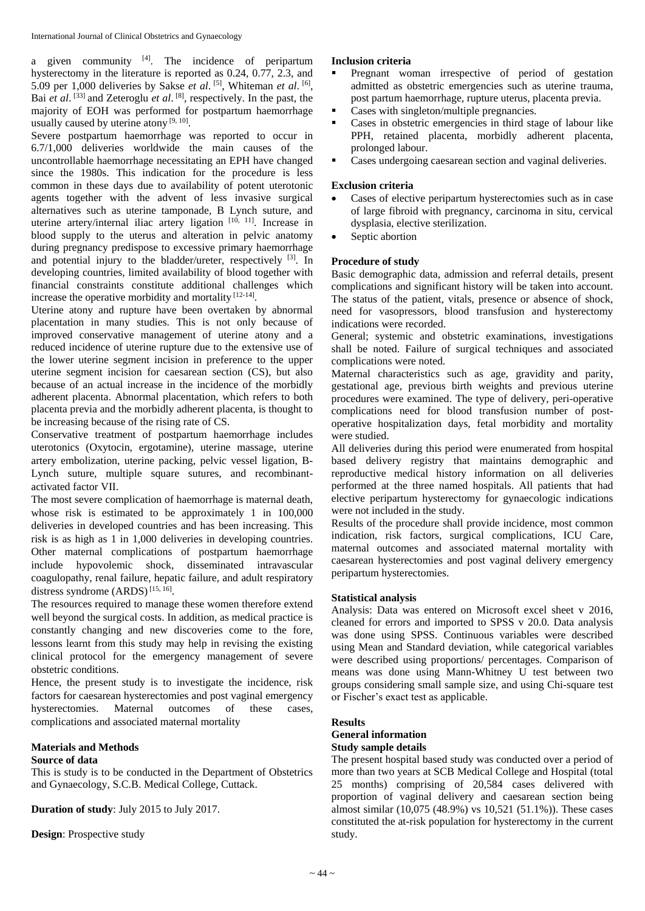a given community [4]. The incidence of peripartum hysterectomy in the literature is reported as 0.24, 0.77, 2.3, and 5.09 per 1,000 deliveries by Sakse *et al*. [5], Whiteman *et al*. [6], Bai *et al*. [33] and Zeteroglu *et al*. [8], respectively. In the past, the majority of EOH was performed for postpartum haemorrhage usually caused by uterine atony [9, 10].

Severe postpartum haemorrhage was reported to occur in 6.7/1,000 deliveries worldwide the main causes of the uncontrollable haemorrhage necessitating an EPH have changed since the 1980s. This indication for the procedure is less common in these days due to availability of potent uterotonic agents together with the advent of less invasive surgical alternatives such as uterine tamponade, B Lynch suture, and uterine artery/internal iliac artery ligation [10, 11]. Increase in blood supply to the uterus and alteration in pelvic anatomy during pregnancy predispose to excessive primary haemorrhage and potential injury to the bladder/ureter, respectively [3]. In developing countries, limited availability of blood together with financial constraints constitute additional challenges which increase the operative morbidity and mortality [12-14].

Uterine atony and rupture have been overtaken by abnormal placentation in many studies. This is not only because of improved conservative management of uterine atony and a reduced incidence of uterine rupture due to the extensive use of the lower uterine segment incision in preference to the upper uterine segment incision for caesarean section (CS), but also because of an actual increase in the incidence of the morbidly adherent placenta. Abnormal placentation, which refers to both placenta previa and the morbidly adherent placenta, is thought to be increasing because of the rising rate of CS.

Conservative treatment of postpartum haemorrhage includes uterotonics (Oxytocin, ergotamine), uterine massage, uterine artery embolization, uterine packing, pelvic vessel ligation, B-Lynch suture, multiple square sutures, and recombinant-activated factor VII.

The most severe complication of haemorrhage is maternal death, whose risk is estimated to be approximately 1 in 100,000 deliveries in developed countries and has been increasing. This risk is as high as 1 in 1,000 deliveries in developing countries. Other maternal complications of postpartum haemorrhage include hypovolemic shock, disseminated intravascular coagulopathy, renal failure, hepatic failure, and adult respiratory distress syndrome (ARDS) [15, 16].

The resources required to manage these women therefore extend well beyond the surgical costs. In addition, as medical practice is constantly changing and new discoveries come to the fore, lessons learnt from this study may help in revising the existing clinical protocol for the emergency management of severe obstetric conditions.

Hence, the present study is to investigate the incidence, risk factors for caesarean hysterectomies and post vaginal emergency hysterectomies. Maternal outcomes of these cases, complications and associated maternal mortality

## Materials and Methods

### Source of data

This is study is to be conducted in the Department of Obstetrics and Gynaecology, S.C.B. Medical College, Cuttack.

**Duration of study**: July 2015 to July 2017.

**Design**: Prospective study

### Inclusion criteria

- Pregnant woman irrespective of period of gestation admitted as obstetric emergencies such as uterine trauma, post partum haemorrhage, rupture uterus, placenta previa.
- Cases with singleton/multiple pregnancies.
- Cases in obstetric emergencies in third stage of labour like PPH, retained placenta, morbidly adherent placenta, prolonged labour.
- Cases undergoing caesarean section and vaginal deliveries.

### Exclusion criteria

- Cases of elective peripartum hysterectomies such as in case of large fibroid with pregnancy, carcinoma in situ, cervical dysplasia, elective sterilization.
- Septic abortion

### Procedure of study

Basic demographic data, admission and referral details, present complications and significant history will be taken into account. The status of the patient, vitals, presence or absence of shock, need for vasopressors, blood transfusion and hysterectomy indications were recorded.

General; systemic and obstetric examinations, investigations shall be noted. Failure of surgical techniques and associated complications were noted.

Maternal characteristics such as age, gravidity and parity, gestational age, previous birth weights and previous uterine procedures were examined. The type of delivery, peri-operative complications need for blood transfusion number of post-operative hospitalization days, fetal morbidity and mortality were studied.

All deliveries during this period were enumerated from hospital based delivery registry that maintains demographic and reproductive medical history information on all deliveries performed at the three named hospitals. All patients that had elective peripartum hysterectomy for gynaecologic indications were not included in the study.

Results of the procedure shall provide incidence, most common indication, risk factors, surgical complications, ICU Care, maternal outcomes and associated maternal mortality with caesarean hysterectomies and post vaginal delivery emergency peripartum hysterectomies.

### Statistical analysis

Analysis: Data was entered on Microsoft excel sheet v 2016, cleaned for errors and imported to SPSS v 20.0. Data analysis was done using SPSS. Continuous variables were described using Mean and Standard deviation, while categorical variables were described using proportions/ percentages. Comparison of means was done using Mann-Whitney U test between two groups considering small sample size, and using Chi-square test or Fischer's exact test as applicable.

## Results

### General information

### Study sample details

The present hospital based study was conducted over a period of more than two years at SCB Medical College and Hospital (total 25 months) comprising of 20,584 cases delivered with proportion of vaginal delivery and caesarean section being almost similar (10,075 (48.9%) vs 10,521 (51.1%)). These cases constituted the at-risk population for hysterectomy in the current study.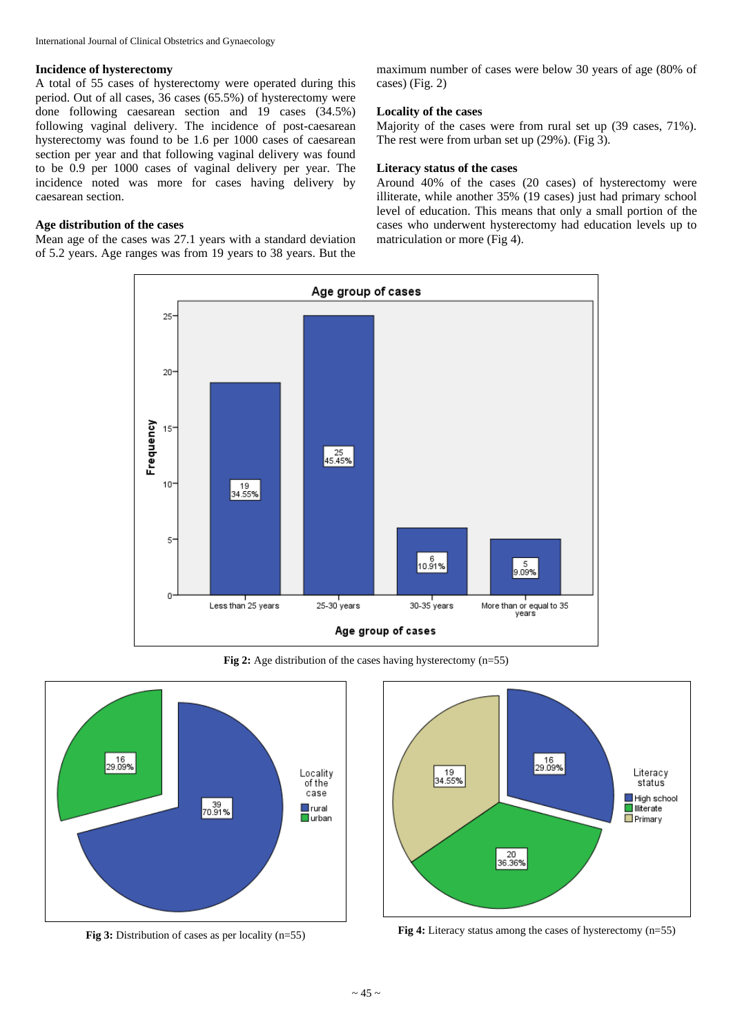### Incidence of hysterectomy

A total of 55 cases of hysterectomy were operated during this period. Out of all cases, 36 cases (65.5%) of hysterectomy were done following caesarean section and 19 cases (34.5%) following vaginal delivery. The incidence of post-caesarean hysterectomy was found to be 1.6 per 1000 cases of caesarean section per year and that following vaginal delivery was found to be 0.9 per 1000 cases of vaginal delivery per year. The incidence noted was more for cases having delivery by caesarean section.

### Age distribution of the cases

Mean age of the cases was 27.1 years with a standard deviation of 5.2 years. Age ranges was from 19 years to 38 years. But the maximum number of cases were below 30 years of age (80% of cases) (Fig. 2)

### Locality of the cases

Majority of the cases were from rural set up (39 cases, 71%). The rest were from urban set up (29%). (Fig 3).

### Literacy status of the cases

Around 40% of the cases (20 cases) of hysterectomy were illiterate, while another 35% (19 cases) just had primary school level of education. This means that only a small portion of the cases who underwent hysterectomy had education levels up to matriculation or more (Fig 4).

**Fig 2:** Age distribution of the cases having hysterectomy (n=55)

**Fig 3:** Distribution of cases as per locality (n=55)

**Fig 4:** Literacy status among the cases of hysterectomy (n=55)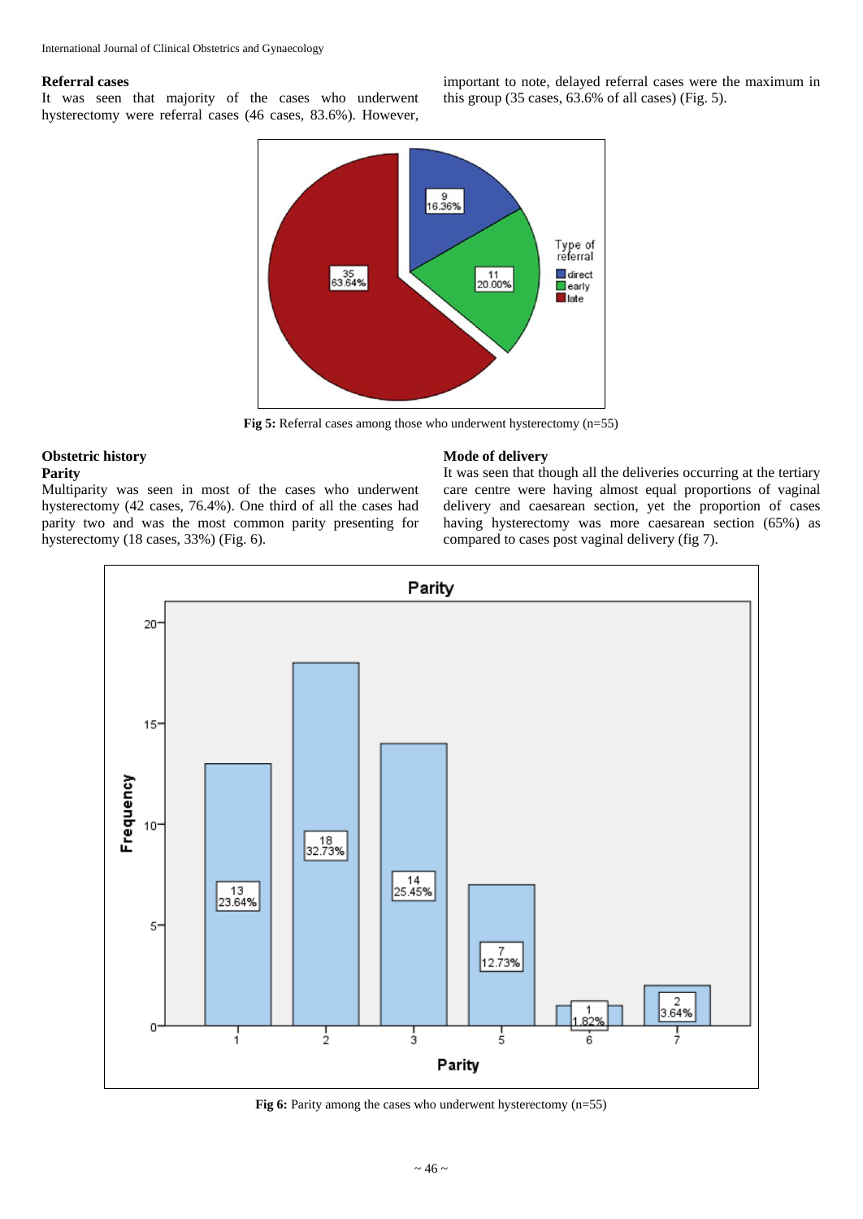### Referral cases

It was seen that majority of the cases who underwent hysterectomy were referral cases (46 cases, 83.6%). However, important to note, delayed referral cases were the maximum in this group (35 cases, 63.6% of all cases) (Fig. 5).

**Fig 5:** Referral cases among those who underwent hysterectomy (n=55)

### Obstetric history

#### Parity

Multiparity was seen in most of the cases who underwent hysterectomy (42 cases, 76.4%). One third of all the cases had parity two and was the most common parity presenting for hysterectomy (18 cases, 33%) (Fig. 6).

### Mode of delivery

It was seen that though all the deliveries occurring at the tertiary care centre were having almost equal proportions of vaginal delivery and caesarean section, yet the proportion of cases having hysterectomy was more caesarean section (65%) as compared to cases post vaginal delivery (fig 7).

**Fig 6:** Parity among the cases who underwent hysterectomy (n=55)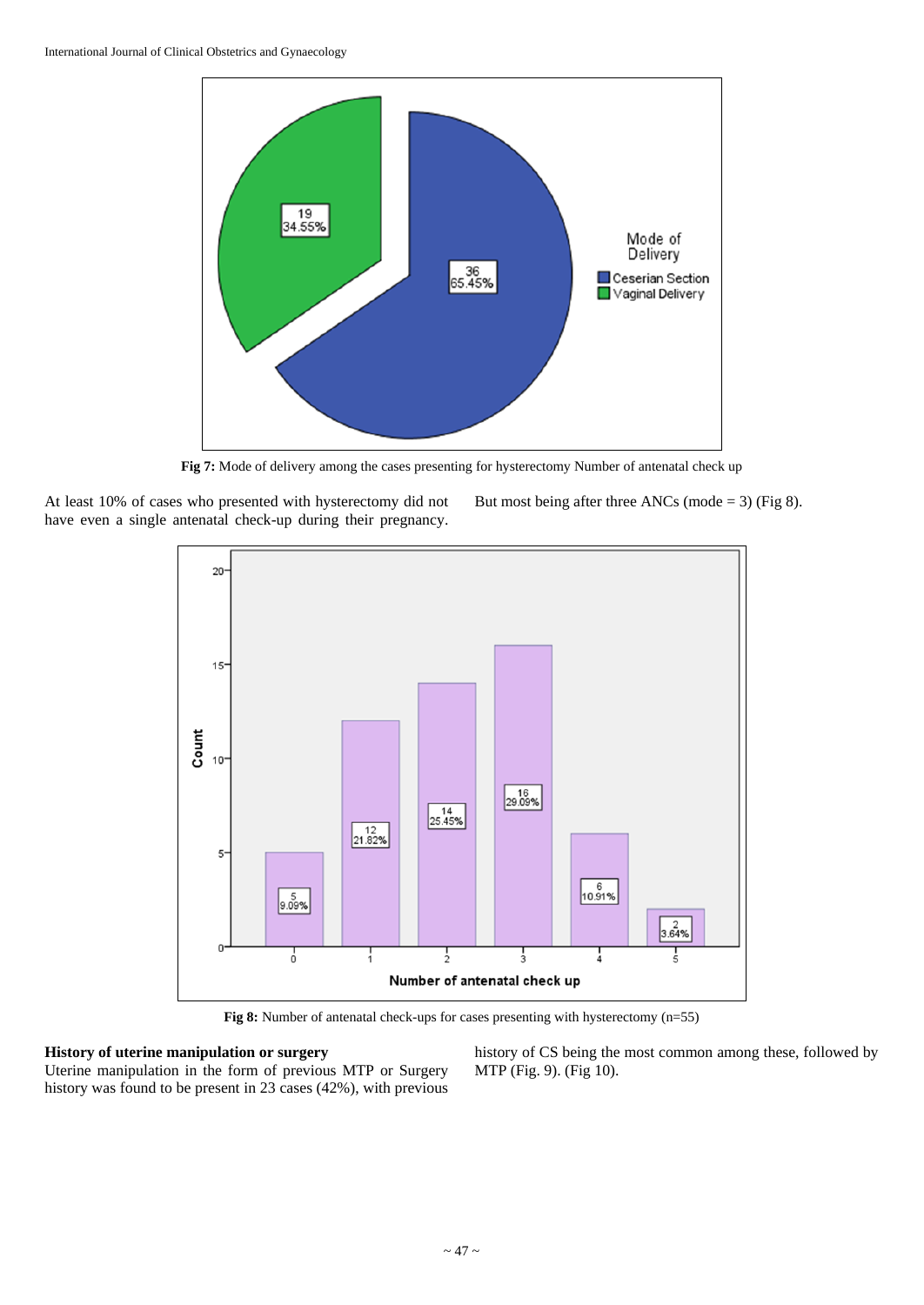Fig 7: Mode of delivery among the cases presenting for hysterectomy Number of antenatal check up

At least 10% of cases who presented with hysterectomy did not have even a single antenatal check-up during their pregnancy. But most being after three ANCs (mode = 3) (Fig 8).

**Fig 8:** Number of antenatal check-ups for cases presenting with hysterectomy (n=55)

### History of uterine manipulation or surgery

Uterine manipulation in the form of previous MTP or Surgery history was found to be present in 23 cases (42%), with previous history of CS being the most common among these, followed by MTP (Fig. 9). (Fig 10).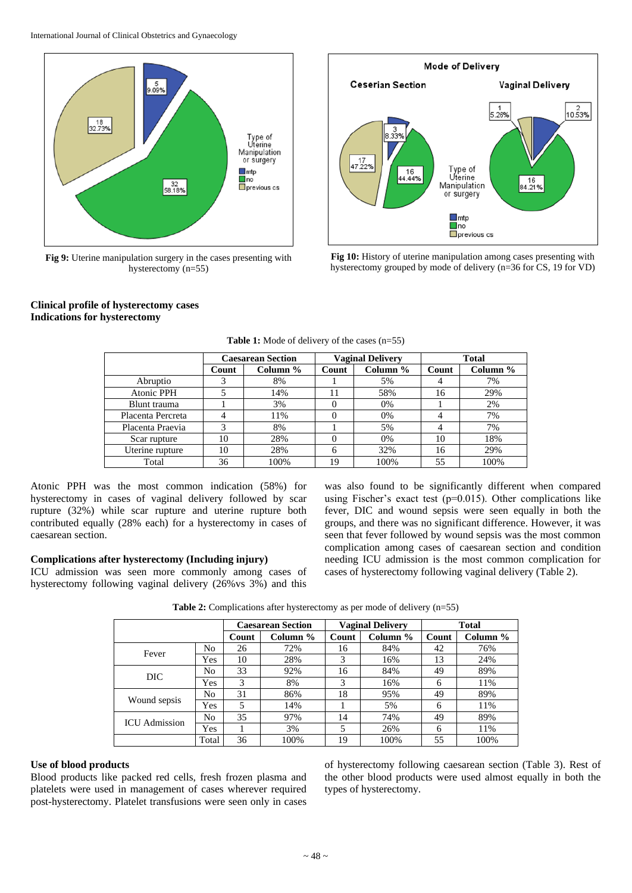Fig 9: Uterine manipulation surgery in the cases presenting with hysterectomy (n=55)

Fig 10: History of uterine manipulation among cases presenting with hysterectomy grouped by mode of delivery (n=36 for CS, 19 for VD)

**Clinical profile of hysterectomy cases**
**Indications for hysterectomy**

**Table 1:** Mode of delivery of the cases (n=55)

| | Caesarean Section | | Vaginal Delivery | | Total | |
|---|---|---|---|---|---|---|
| | Count | Column % | Count | Column % | Count | Column % |
| Abruptio | 3 | 8% | 1 | 5% | 4 | 7% |
| Atonic PPH | 5 | 14% | 11 | 58% | 16 | 29% |
| Blunt trauma | 1 | 3% | 0 | 0% | 1 | 2% |
| Placenta Percreta | 4 | 11% | 0 | 0% | 4 | 7% |
| Placenta Praevia | 3 | 8% | 1 | 5% | 4 | 7% |
| Scar rupture | 10 | 28% | 0 | 0% | 10 | 18% |
| Uterine rupture | 10 | 28% | 6 | 32% | 16 | 29% |
| Total | 36 | 100% | 19 | 100% | 55 | 100% |

Atonic PPH was the most common indication (58%) for hysterectomy in cases of vaginal delivery followed by scar rupture (32%) while scar rupture and uterine rupture both contributed equally (28% each) for a hysterectomy in cases of caesarean section.

**Complications after hysterectomy (Including injury)**

ICU admission was seen more commonly among cases of hysterectomy following vaginal delivery (26%vs 3%) and this was also found to be significantly different when compared using Fischer's exact test (p=0.015). Other complications like fever, DIC and wound sepsis were seen equally in both the groups, and there was no significant difference. However, it was seen that fever followed by wound sepsis was the most common complication among cases of caesarean section and condition needing ICU admission is the most common complication for cases of hysterectomy following vaginal delivery (Table 2).

**Table 2:** Complications after hysterectomy as per mode of delivery (n=55)

| | | Caesarean Section | | Vaginal Delivery | | Total | |
|---|---|---|---|---|---|---|---|
| | | Count | Column % | Count | Column % | Count | Column % |
| Fever | No | 26 | 72% | 16 | 84% | 42 | 76% |
| | Yes | 10 | 28% | 3 | 16% | 13 | 24% |
| DIC | No | 33 | 92% | 16 | 84% | 49 | 89% |
| | Yes | 3 | 8% | 3 | 16% | 6 | 11% |
| Wound sepsis | No | 31 | 86% | 18 | 95% | 49 | 89% |
| | Yes | 5 | 14% | 1 | 5% | 6 | 11% |
| ICU Admission | No | 35 | 97% | 14 | 74% | 49 | 89% |
| | Yes | 1 | 3% | 5 | 26% | 6 | 11% |
| | Total | 36 | 100% | 19 | 100% | 55 | 100% |

**Use of blood products**

Blood products like packed red cells, fresh frozen plasma and platelets were used in management of cases wherever required post-hysterectomy. Platelet transfusions were seen only in cases of hysterectomy following caesarean section (Table 3). Rest of the other blood products were used almost equally in both the types of hysterectomy.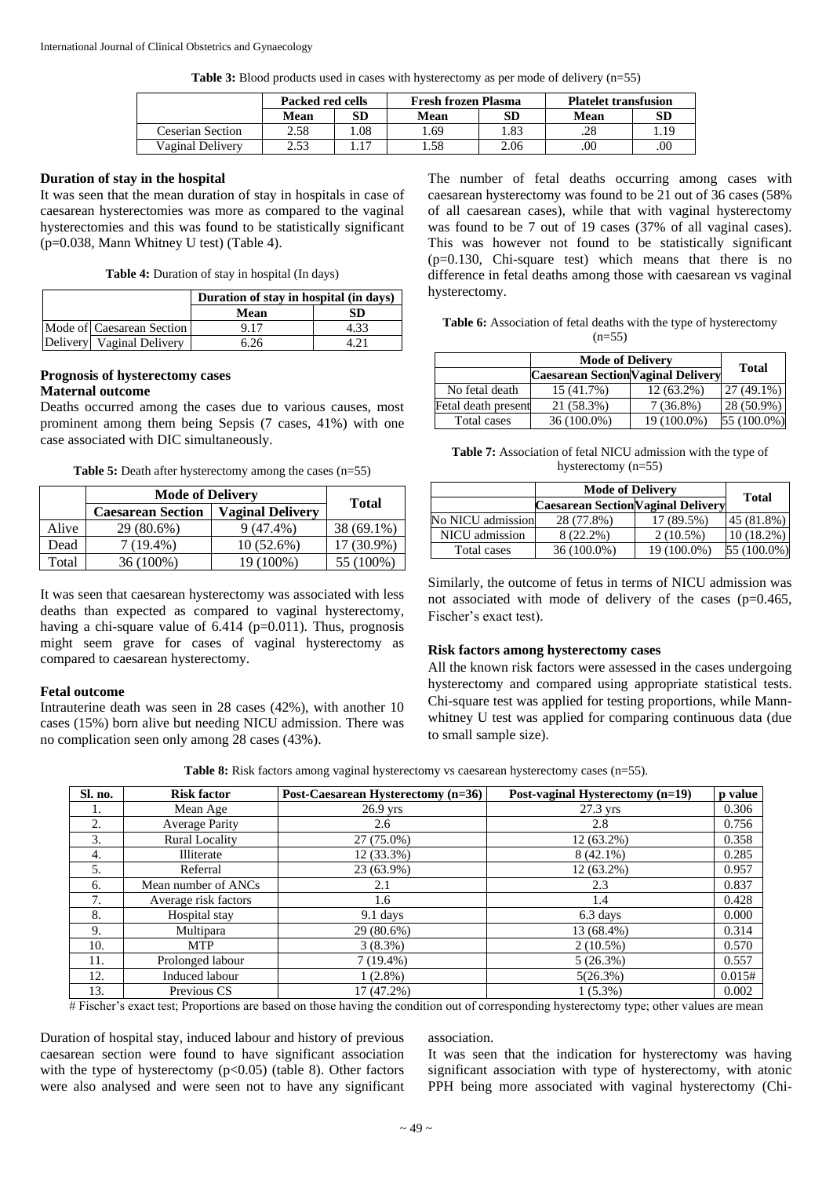**Table 3:** Blood products used in cases with hysterectomy as per mode of delivery (n=55)

| | Packed red cells | | Fresh frozen Plasma | | Platelet transfusion | |
|---|---|---|---|---|---|---|
| | Mean | SD | Mean | SD | Mean | SD |
| Ceserian Section | 2.58 | 1.08 | 1.69 | 1.83 | .28 | 1.19 |
| Vaginal Delivery | 2.53 | 1.17 | 1.58 | 2.06 | .00 | .00 |

**Duration of stay in the hospital**

It was seen that the mean duration of stay in hospitals in case of caesarean hysterectomies was more as compared to the vaginal hysterectomies and this was found to be statistically significant (p=0.038, Mann Whitney U test) (Table 4).

**Table 4:** Duration of stay in hospital (In days)

| | | Duration of stay in hospital (in days) | |
|---|---|---|---|
| | | Mean | SD |
| Mode of | Caesarean Section | 9.17 | 4.33 |
| Delivery | Vaginal Delivery | 6.26 | 4.21 |

**Prognosis of hysterectomy cases**

**Maternal outcome**

Deaths occurred among the cases due to various causes, most prominent among them being Sepsis (7 cases, 41%) with one case associated with DIC simultaneously.

**Table 5:** Death after hysterectomy among the cases (n=55)

| | Mode of Delivery | | Total |
|---|---|---|---|
| | Caesarean Section | Vaginal Delivery | |
| Alive | 29 (80.6%) | 9 (47.4%) | 38 (69.1%) |
| Dead | 7 (19.4%) | 10 (52.6%) | 17 (30.9%) |
| Total | 36 (100%) | 19 (100%) | 55 (100%) |

It was seen that caesarean hysterectomy was associated with less deaths than expected as compared to vaginal hysterectomy, having a chi-square value of 6.414 (p=0.011). Thus, prognosis might seem grave for cases of vaginal hysterectomy as compared to caesarean hysterectomy.

**Fetal outcome**

Intrauterine death was seen in 28 cases (42%), with another 10 cases (15%) born alive but needing NICU admission. There was no complication seen only among 28 cases (43%).

The number of fetal deaths occurring among cases with caesarean hysterectomy was found to be 21 out of 36 cases (58% of all caesarean cases), while that with vaginal hysterectomy was found to be 7 out of 19 cases (37% of all vaginal cases). This was however not found to be statistically significant (p=0.130, Chi-square test) which means that there is no difference in fetal deaths among those with caesarean vs vaginal hysterectomy.

**Table 6:** Association of fetal deaths with the type of hysterectomy (n=55)

| | Mode of Delivery | | Total |
|---|---|---|---|
| | Caesarean Section | Vaginal Delivery | |
| No fetal death | 15 (41.7%) | 12 (63.2%) | 27 (49.1%) |
| Fetal death present | 21 (58.3%) | 7 (36.8%) | 28 (50.9%) |
| Total cases | 36 (100.0%) | 19 (100.0%) | 55 (100.0%) |

**Table 7:** Association of fetal NICU admission with the type of hysterectomy (n=55)

| | Mode of Delivery | | Total |
|---|---|---|---|
| | Caesarean Section | Vaginal Delivery | |
| No NICU admission | 28 (77.8%) | 17 (89.5%) | 45 (81.8%) |
| NICU admission | 8 (22.2%) | 2 (10.5%) | 10 (18.2%) |
| Total cases | 36 (100.0%) | 19 (100.0%) | 55 (100.0%) |

Similarly, the outcome of fetus in terms of NICU admission was not associated with mode of delivery of the cases (p=0.465, Fischer's exact test).

**Risk factors among hysterectomy cases**

All the known risk factors were assessed in the cases undergoing hysterectomy and compared using appropriate statistical tests. Chi-square test was applied for testing proportions, while Mann-whitney U test was applied for comparing continuous data (due to small sample size).

**Table 8:** Risk factors among vaginal hysterectomy vs caesarean hysterectomy cases (n=55).

| Sl. no. | Risk factor | Post-Caesarean Hysterectomy (n=36) | Post-vaginal Hysterectomy (n=19) | p value |
|---|---|---|---|---|
| 1. | Mean Age | 26.9 yrs | 27.3 yrs | 0.306 |
| 2. | Average Parity | 2.6 | 2.8 | 0.756 |
| 3. | Rural Locality | 27 (75.0%) | 12 (63.2%) | 0.358 |
| 4. | Illiterate | 12 (33.3%) | 8 (42.1%) | 0.285 |
| 5. | Referral | 23 (63.9%) | 12 (63.2%) | 0.957 |
| 6. | Mean number of ANCs | 2.1 | 2.3 | 0.837 |
| 7. | Average risk factors | 1.6 | 1.4 | 0.428 |
| 8. | Hospital stay | 9.1 days | 6.3 days | 0.000 |
| 9. | Multipara | 29 (80.6%) | 13 (68.4%) | 0.314 |
| 10. | MTP | 3 (8.3%) | 2 (10.5%) | 0.570 |
| 11. | Prolonged labour | 7 (19.4%) | 5 (26.3%) | 0.557 |
| 12. | Induced labour | 1 (2.8%) | 5(26.3%) | 0.015# |
| 13. | Previous CS | 17 (47.2%) | 1 (5.3%) | 0.002 |

# Fischer's exact test; Proportions are based on those having the condition out of corresponding hysterectomy type; other values are mean

Duration of hospital stay, induced labour and history of previous caesarean section were found to have significant association with the type of hysterectomy (p<0.05) (table 8). Other factors were also analysed and were seen not to have any significant association.

It was seen that the indication for hysterectomy was having significant association with type of hysterectomy, with atonic PPH being more associated with vaginal hysterectomy (Chi-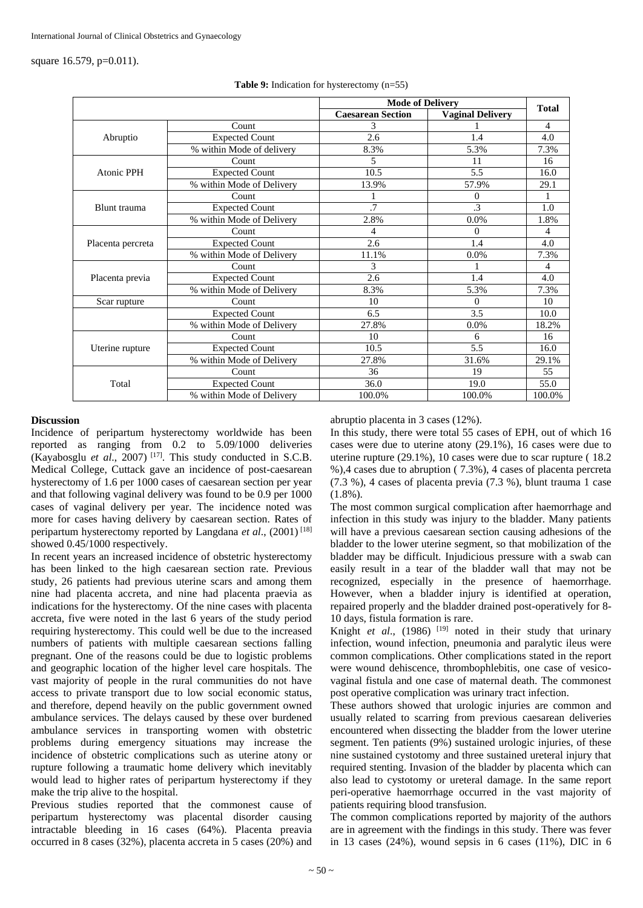square 16.579, p=0.011).

**Table 9:** Indication for hysterectomy (n=55)

| | | Mode of Delivery | | Total |
|---|---|---|---|---|
| | | Caesarean Section | Vaginal Delivery | |
| Abruptio | Count | 3 | 1 | 4 |
| | Expected Count | 2.6 | 1.4 | 4.0 |
| | % within Mode of delivery | 8.3% | 5.3% | 7.3% |
| Atonic PPH | Count | 5 | 11 | 16 |
| | Expected Count | 10.5 | 5.5 | 16.0 |
| | % within Mode of Delivery | 13.9% | 57.9% | 29.1 |
| Blunt trauma | Count | 1 | 0 | 1 |
| | Expected Count | .7 | .3 | 1.0 |
| | % within Mode of Delivery | 2.8% | 0.0% | 1.8% |
| Placenta percreta | Count | 4 | 0 | 4 |
| | Expected Count | 2.6 | 1.4 | 4.0 |
| | % within Mode of Delivery | 11.1% | 0.0% | 7.3% |
| Placenta previa | Count | 3 | 1 | 4 |
| | Expected Count | 2.6 | 1.4 | 4.0 |
| | % within Mode of Delivery | 8.3% | 5.3% | 7.3% |
| Scar rupture | Count | 10 | 0 | 10 |
| | Expected Count | 6.5 | 3.5 | 10.0 |
| | % within Mode of Delivery | 27.8% | 0.0% | 18.2% |
| Uterine rupture | Count | 10 | 6 | 16 |
| | Expected Count | 10.5 | 5.5 | 16.0 |
| | % within Mode of Delivery | 27.8% | 31.6% | 29.1% |
| Total | Count | 36 | 19 | 55 |
| | Expected Count | 36.0 | 19.0 | 55.0 |
| | % within Mode of Delivery | 100.0% | 100.0% | 100.0% |

## Discussion

Incidence of peripartum hysterectomy worldwide has been reported as ranging from 0.2 to 5.09/1000 deliveries (Kayabosglu *et al*., 2007) [17]. This study conducted in S.C.B. Medical College, Cuttack gave an incidence of post-caesarean hysterectomy of 1.6 per 1000 cases of caesarean section per year and that following vaginal delivery was found to be 0.9 per 1000 cases of vaginal delivery per year. The incidence noted was more for cases having delivery by caesarean section. Rates of peripartum hysterectomy reported by Langdana *et al*., (2001) [18] showed 0.45/1000 respectively.

In recent years an increased incidence of obstetric hysterectomy has been linked to the high caesarean section rate. Previous study, 26 patients had previous uterine scars and among them nine had placenta accreta, and nine had placenta praevia as indications for the hysterectomy. Of the nine cases with placenta accreta, five were noted in the last 6 years of the study period requiring hysterectomy. This could well be due to the increased numbers of patients with multiple caesarean sections falling pregnant. One of the reasons could be due to logistic problems and geographic location of the higher level care hospitals. The vast majority of people in the rural communities do not have access to private transport due to low social economic status, and therefore, depend heavily on the public government owned ambulance services. The delays caused by these over burdened ambulance services in transporting women with obstetric problems during emergency situations may increase the incidence of obstetric complications such as uterine atony or rupture following a traumatic home delivery which inevitably would lead to higher rates of peripartum hysterectomy if they make the trip alive to the hospital.

Previous studies reported that the commonest cause of peripartum hysterectomy was placental disorder causing intractable bleeding in 16 cases (64%). Placenta preavia occurred in 8 cases (32%), placenta accreta in 5 cases (20%) and abruptio placenta in 3 cases (12%).

In this study, there were total 55 cases of EPH, out of which 16 cases were due to uterine atony (29.1%), 16 cases were due to uterine rupture (29.1%), 10 cases were due to scar rupture ( 18.2 %),4 cases due to abruption ( 7.3%), 4 cases of placenta percreta (7.3 %), 4 cases of placenta previa (7.3 %), blunt trauma 1 case (1.8%).

The most common surgical complication after haemorrhage and infection in this study was injury to the bladder. Many patients will have a previous caesarean section causing adhesions of the bladder to the lower uterine segment, so that mobilization of the bladder may be difficult. Injudicious pressure with a swab can easily result in a tear of the bladder wall that may not be recognized, especially in the presence of haemorrhage. However, when a bladder injury is identified at operation, repaired properly and the bladder drained post-operatively for 8-10 days, fistula formation is rare.

Knight *et al*., (1986) [19] noted in their study that urinary infection, wound infection, pneumonia and paralytic ileus were common complications. Other complications stated in the report were wound dehiscence, thrombophlebitis, one case of vesico-vaginal fistula and one case of maternal death. The commonest post operative complication was urinary tract infection.

These authors showed that urologic injuries are common and usually related to scarring from previous caesarean deliveries encountered when dissecting the bladder from the lower uterine segment. Ten patients (9%) sustained urologic injuries, of these nine sustained cystotomy and three sustained ureteral injury that required stenting. Invasion of the bladder by placenta which can also lead to cystotomy or ureteral damage. In the same report peri-operative haemorrhage occurred in the vast majority of patients requiring blood transfusion.

The common complications reported by majority of the authors are in agreement with the findings in this study. There was fever in 13 cases (24%), wound sepsis in 6 cases (11%), DIC in 6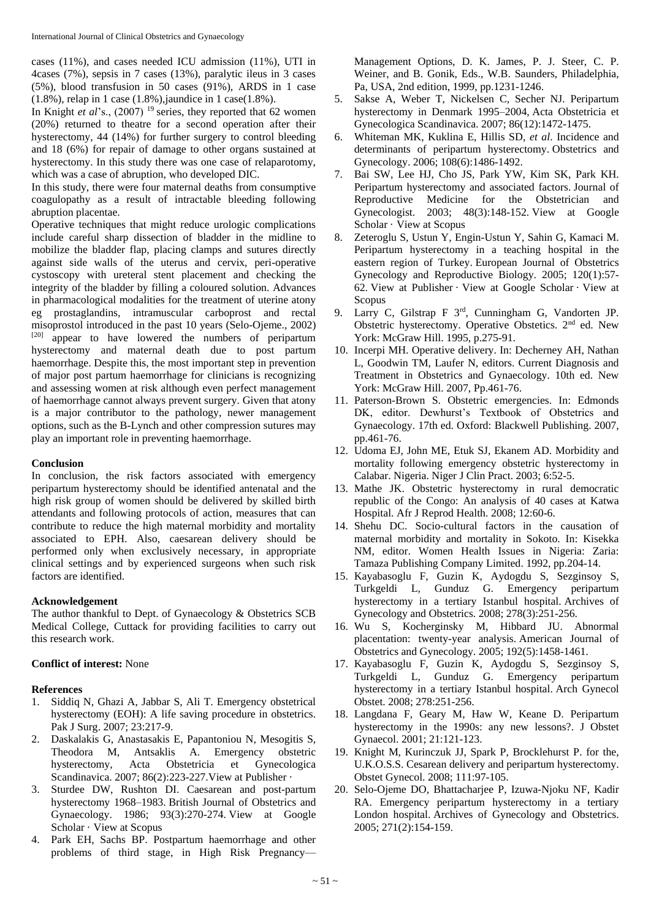cases (11%), and cases needed ICU admission (11%), UTI in 4cases (7%), sepsis in 7 cases (13%), paralytic ileus in 3 cases (5%), blood transfusion in 50 cases (91%), ARDS in 1 case (1.8%), relap in 1 case (1.8%),jaundice in 1 case(1.8%).

In Knight *et al*'s., (2007) [19] series, they reported that 62 women (20%) returned to theatre for a second operation after their hysterectomy, 44 (14%) for further surgery to control bleeding and 18 (6%) for repair of damage to other organs sustained at hysterectomy. In this study there was one case of relaparotomy, which was a case of abruption, who developed DIC.

In this study, there were four maternal deaths from consumptive coagulopathy as a result of intractable bleeding following abruption placentae.

Operative techniques that might reduce urologic complications include careful sharp dissection of bladder in the midline to mobilize the bladder flap, placing clamps and sutures directly against side walls of the uterus and cervix, peri-operative cystoscopy with ureteral stent placement and checking the integrity of the bladder by filling a coloured solution. Advances in pharmacological modalities for the treatment of uterine atony eg prostaglandins, intramuscular carboprost and rectal misoprostol introduced in the past 10 years (Selo-Ojeme., 2002) [20] appear to have lowered the numbers of peripartum hysterectomy and maternal death due to post partum haemorrhage. Despite this, the most important step in prevention of major post partum haemorrhage for clinicians is recognizing and assessing women at risk although even perfect management of haemorrhage cannot always prevent surgery. Given that atony is a major contributor to the pathology, newer management options, such as the B-Lynch and other compression sutures may play an important role in preventing haemorrhage.

## Conclusion

In conclusion, the risk factors associated with emergency peripartum hysterectomy should be identified antenatal and the high risk group of women should be delivered by skilled birth attendants and following protocols of action, measures that can contribute to reduce the high maternal morbidity and mortality associated to EPH. Also, caesarean delivery should be performed only when exclusively necessary, in appropriate clinical settings and by experienced surgeons when such risk factors are identified.

## Acknowledgement

The author thankful to Dept. of Gynaecology & Obstetrics SCB Medical College, Cuttack for providing facilities to carry out this research work.

**Conflict of interest:** None

## References

1. Siddiq N, Ghazi A, Jabbar S, Ali T. Emergency obstetrical hysterectomy (EOH): A life saving procedure in obstetrics. Pak J Surg. 2007; 23:217-9.
2. Daskalakis G, Anastasakis E, Papantoniou N, Mesogitis S, Theodora M, Antsaklis A. Emergency obstetric hysterectomy, Acta Obstetricia et Gynecologica Scandinavica. 2007; 86(2):223-227.View at Publisher ·
3. Sturdee DW, Rushton DI. Caesarean and post-partum hysterectomy 1968–1983. British Journal of Obstetrics and Gynaecology. 1986; 93(3):270-274. View at Google Scholar · View at Scopus
4. Park EH, Sachs BP. Postpartum haemorrhage and other problems of third stage, in High Risk Pregnancy—Management Options, D. K. James, P. J. Steer, C. P. Weiner, and B. Gonik, Eds., W.B. Saunders, Philadelphia, Pa, USA, 2nd edition, 1999, pp.1231-1246.
5. Sakse A, Weber T, Nickelsen C, Secher NJ. Peripartum hysterectomy in Denmark 1995–2004, Acta Obstetricia et Gynecologica Scandinavica. 2007; 86(12):1472-1475.
6. Whiteman MK, Kuklina E, Hillis SD, *et al*. Incidence and determinants of peripartum hysterectomy. Obstetrics and Gynecology. 2006; 108(6):1486-1492.
7. Bai SW, Lee HJ, Cho JS, Park YW, Kim SK, Park KH. Peripartum hysterectomy and associated factors. Journal of Reproductive Medicine for the Obstetrician and Gynecologist. 2003; 48(3):148-152. View at Google Scholar · View at Scopus
8. Zeteroglu S, Ustun Y, Engin-Ustun Y, Sahin G, Kamaci M. Peripartum hysterectomy in a teaching hospital in the eastern region of Turkey. European Journal of Obstetrics Gynecology and Reproductive Biology. 2005; 120(1):57-62. View at Publisher · View at Google Scholar · View at Scopus
9. Larry C, Gilstrap F 3rd, Cunningham G, Vandorten JP. Obstetric hysterectomy. Operative Obstetics. 2nd ed. New York: McGraw Hill. 1995, p.275-91.
10. Incerpi MH. Operative delivery. In: Decherney AH, Nathan L, Goodwin TM, Laufer N, editors. Current Diagnosis and Treatment in Obstetrics and Gynaecology. 10th ed. New York: McGraw Hill. 2007, Pp.461-76.
11. Paterson-Brown S. Obstetric emergencies. In: Edmonds DK, editor. Dewhurst's Textbook of Obstetrics and Gynaecology. 17th ed. Oxford: Blackwell Publishing. 2007, pp.461-76.
12. Udoma EJ, John ME, Etuk SJ, Ekanem AD. Morbidity and mortality following emergency obstetric hysterectomy in Calabar. Nigeria. Niger J Clin Pract. 2003; 6:52-5.
13. Mathe JK. Obstetric hysterectomy in rural democratic republic of the Congo: An analysis of 40 cases at Katwa Hospital. Afr J Reprod Health. 2008; 12:60-6.
14. Shehu DC. Socio-cultural factors in the causation of maternal morbidity and mortality in Sokoto. In: Kisekka NM, editor. Women Health Issues in Nigeria: Zaria: Tamaza Publishing Company Limited. 1992, pp.204-14.
15. Kayabasoglu F, Guzin K, Aydogdu S, Sezginsoy S, Turkgeldi L, Gunduz G. Emergency peripartum hysterectomy in a tertiary Istanbul hospital. Archives of Gynecology and Obstetrics. 2008; 278(3):251-256.
16. Wu S, Kocherginsky M, Hibbard JU. Abnormal placentation: twenty-year analysis. American Journal of Obstetrics and Gynecology. 2005; 192(5):1458-1461.
17. Kayabasoglu F, Guzin K, Aydogdu S, Sezginsoy S, Turkgeldi L, Gunduz G. Emergency peripartum hysterectomy in a tertiary Istanbul hospital. Arch Gynecol Obstet. 2008; 278:251-256.
18. Langdana F, Geary M, Haw W, Keane D. Peripartum hysterectomy in the 1990s: any new lessons?. J Obstet Gynaecol. 2001; 21:121-123.
19. Knight M, Kurinczuk JJ, Spark P, Brocklehurst P. for the, U.K.O.S.S. Cesarean delivery and peripartum hysterectomy. Obstet Gynecol. 2008; 111:97-105.
20. Selo-Ojeme DO, Bhattacharjee P, Izuwa-Njoku NF, Kadir RA. Emergency peripartum hysterectomy in a tertiary London hospital. Archives of Gynecology and Obstetrics. 2005; 271(2):154-159.